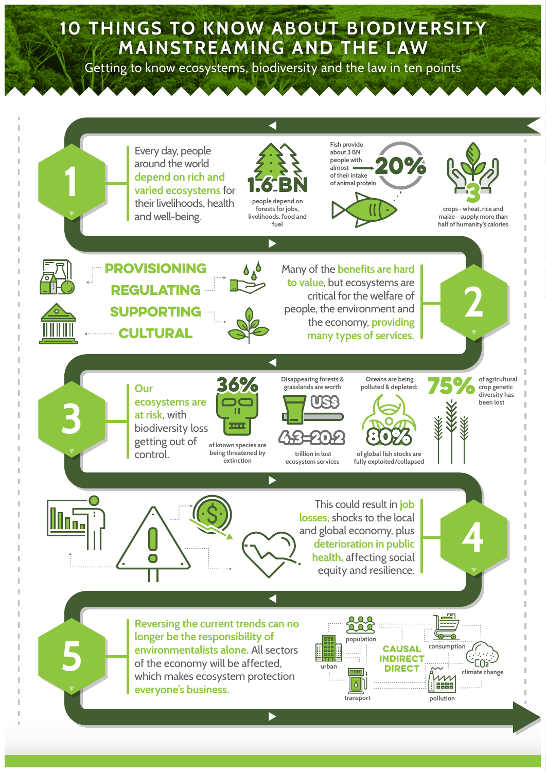# 10 THINGS TO KNOW ABOUT BIODIVERSITY MAINSTREAMING AND THE LAW

Getting to know ecosystems, biodiversity and the law in ten points

## 1

Every day, people around the world **depend on rich and varied ecosystems** for their livelihoods, health and well-being.

- **1.6 BN** people depend on forests for jobs, livelihoods, food and fuel
- Fish provide about 3 BN people with almost **20%** of their intake of animal protein
- **3** crops - wheat, rice and maize - supply more than half of humanity's calories

## 2

Many of the **benefits are hard to value**, but ecosystems are critical for the welfare of people, the environment and the economy, **providing many types of services.**

- PROVISIONING
- REGULATING
- SUPPORTING
- CULTURAL

## 3

**Our ecosystems are at risk**, with biodiversity loss getting out of control.

- **36%** of known species are being threatened by extinction
- Disappearing forests & grasslands are worth **US$ 4.3–20.2** trillion in lost ecosystem services
- Oceans are being polluted & depleted: **80%** of global fish stocks are fully exploited/collapsed
- **75%** of agricultural crop genetic diversity has been lost

## 4

This could result in **job losses**, shocks to the local and global economy, plus **deterioration in public health**, affecting social equity and resilience.

## 5

**Reversing the current trends can no longer be the responsibility of environmentalists alone.** All sectors of the economy will be affected, which makes ecosystem protection **everyone's business.**

CAUSAL
INDIRECT
DIRECT

- population
- urban
- transport
- consumption
- climate change
- pollution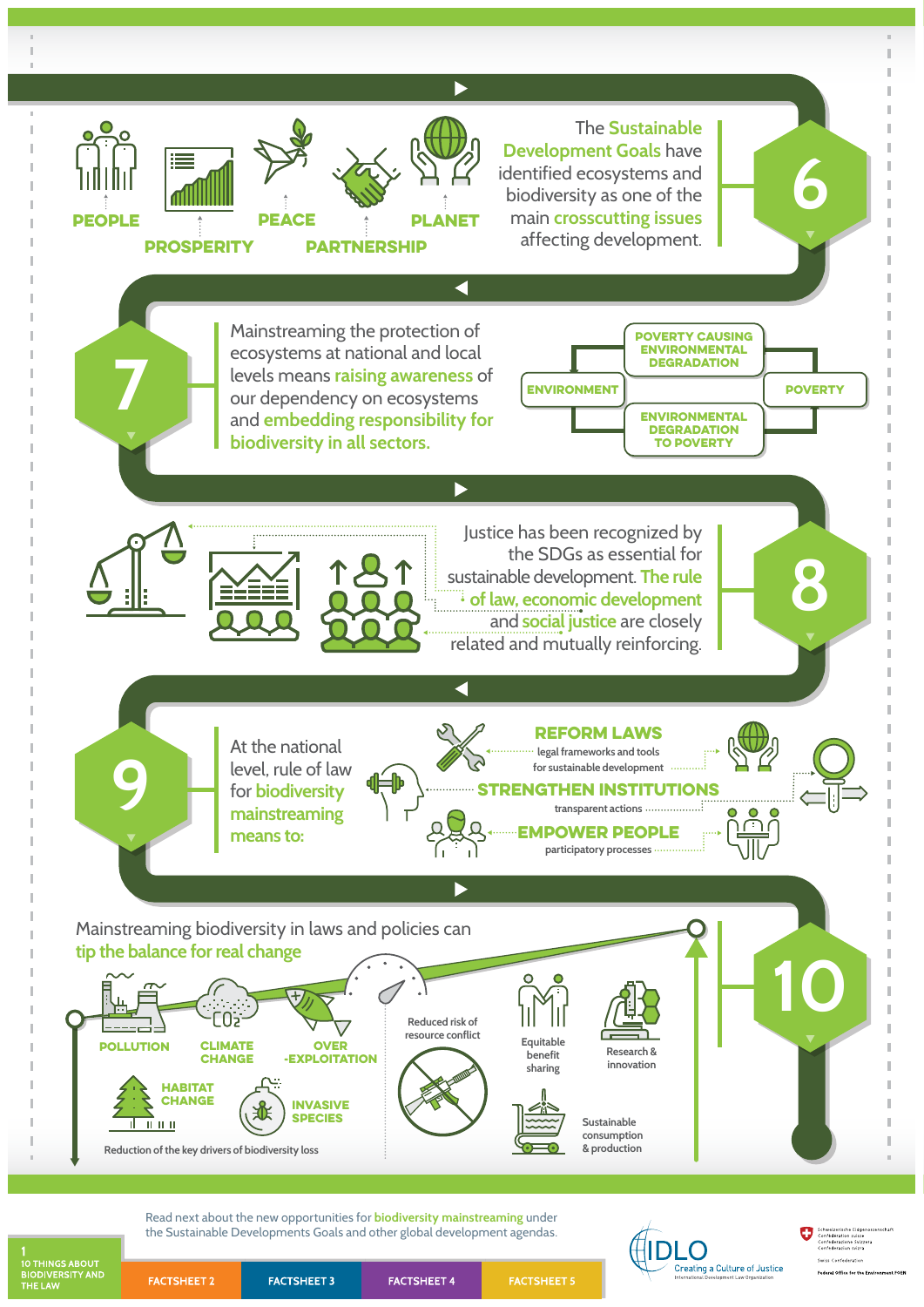## 6

The Sustainable Development Goals have identified ecosystems and biodiversity as one of the main crosscutting issues affecting development.

PEOPLE
PROSPERITY
PEACE
PARTNERSHIP
PLANET

## 7

Mainstreaming the protection of ecosystems at national and local levels means raising awareness of our dependency on ecosystems and embedding responsibility for biodiversity in all sectors.

ENVIRONMENT
POVERTY CAUSING ENVIRONMENTAL DEGRADATION
POVERTY
ENVIRONMENTAL DEGRADATION TO POVERTY

## 8

Justice has been recognized by the SDGs as essential for sustainable development. The rule of law, economic development and social justice are closely related and mutually reinforcing.

## 9

At the national level, rule of law for biodiversity mainstreaming means to:

**REFORM LAWS**
legal frameworks and tools for sustainable development

**STRENGTHEN INSTITUTIONS**
transparent actions

**EMPOWER PEOPLE**
participatory processes

## 10

Mainstreaming biodiversity in laws and policies can tip the balance for real change

POLLUTION
CLIMATE CHANGE
OVER -EXPLOITATION
HABITAT CHANGE
INVASIVE SPECIES

Reduction of the key drivers of biodiversity loss

Reduced risk of resource conflict
Equitable benefit sharing
Research & innovation
Sustainable consumption & production

---

Read next about the new opportunities for biodiversity mainstreaming under the Sustainable Developments Goals and other global development agendas.

1 10 THINGS ABOUT BIODIVERSITY AND THE LAW | FACTSHEET 2 | FACTSHEET 3 | FACTSHEET 4 | FACTSHEET 5

IDLO Creating a Culture of Justice
International Development Law Organization

Swiss Confederation
Federal Office for the Environment FOEN